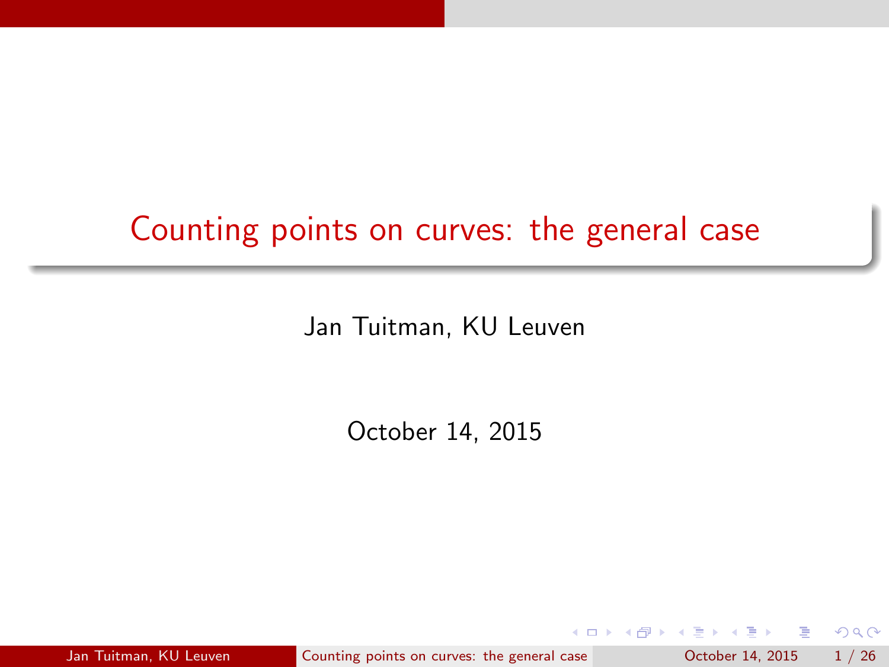# Counting points on curves: the general case

Jan Tuitman, KU Leuven

October 14, 2015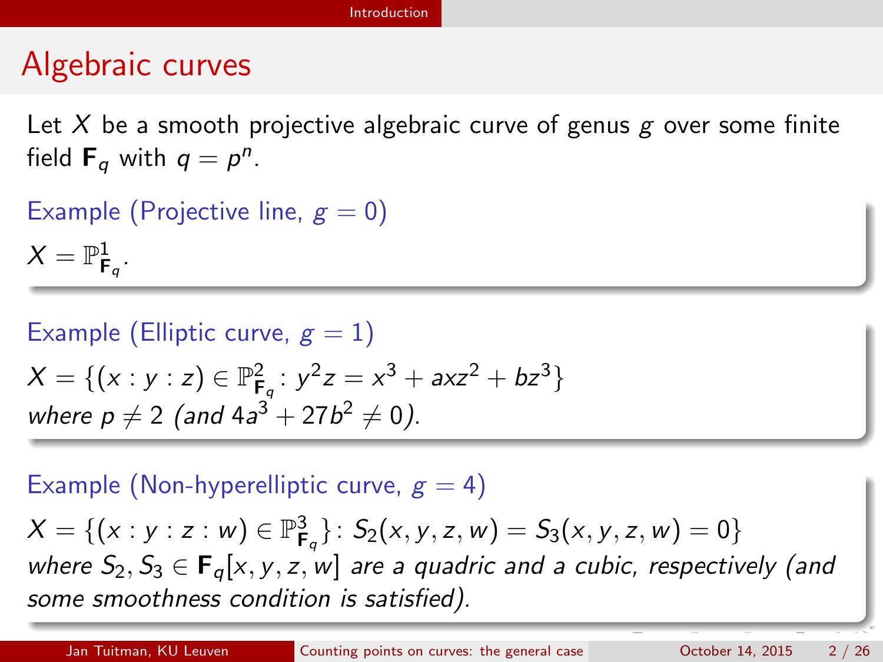# Algebraic curves

Let $X$ be a smooth projective algebraic curve of genus $g$ over some finite field $\mathbf{F}_q$ with $q = p^n$.

**Example (Projective line, $g = 0$)**

$X = \mathbb{P}^1_{\mathbf{F}_q}$.

**Example (Elliptic curve, $g = 1$)**

$X = \{(x : y : z) \in \mathbb{P}^2_{\mathbf{F}_q} : y^2 z = x^3 + axz^2 + bz^3\}$
*where $p \neq 2$ (and $4a^3 + 27b^2 \neq 0$).*

**Example (Non-hyperelliptic curve, $g = 4$)**

$X = \{(x : y : z : w) \in \mathbb{P}^3_{\mathbf{F}_q}\} \colon S_2(x, y, z, w) = S_3(x, y, z, w) = 0\}$
*where $S_2, S_3 \in \mathbf{F}_q[x, y, z, w]$ are a quadric and a cubic, respectively (and some smoothness condition is satisfied).*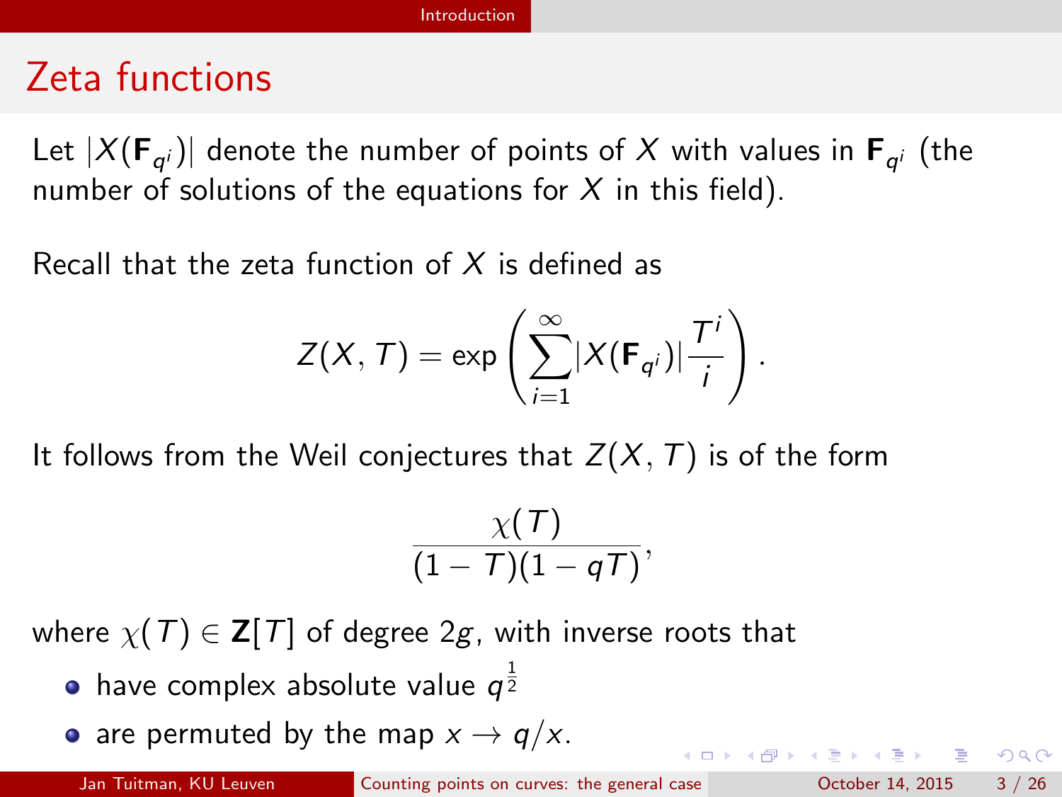## Zeta functions

Let $|X(\mathbf{F}_{q^i})|$ denote the number of points of $X$ with values in $\mathbf{F}_{q^i}$ (the number of solutions of the equations for $X$ in this field).

Recall that the zeta function of $X$ is defined as

$$Z(X, T) = \exp\left(\sum_{i=1}^{\infty} |X(\mathbf{F}_{q^i})| \frac{T^i}{i}\right).$$

It follows from the Weil conjectures that $Z(X, T)$ is of the form

$$\frac{\chi(T)}{(1-T)(1-qT)},$$

where $\chi(T) \in \mathbf{Z}[T]$ of degree $2g$, with inverse roots that

- have complex absolute value $q^{\frac{1}{2}}$
- are permuted by the map $x \rightarrow q/x$.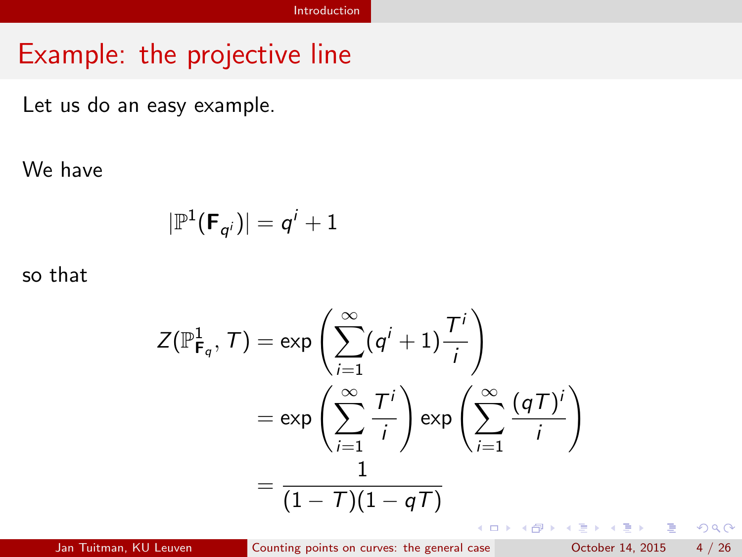# Example: the projective line

Let us do an easy example.

We have

$$|\mathbb{P}^1(\mathbf{F}_{q^i})| = q^i + 1$$

so that

$$
\begin{aligned}
Z(\mathbb{P}^1_{\mathbf{F}_q}, T) &= \exp\left(\sum_{i=1}^{\infty} (q^i + 1) \frac{T^i}{i}\right) \\
&= \exp\left(\sum_{i=1}^{\infty} \frac{T^i}{i}\right) \exp\left(\sum_{i=1}^{\infty} \frac{(qT)^i}{i}\right) \\
&= \frac{1}{(1-T)(1-qT)}
\end{aligned}
$$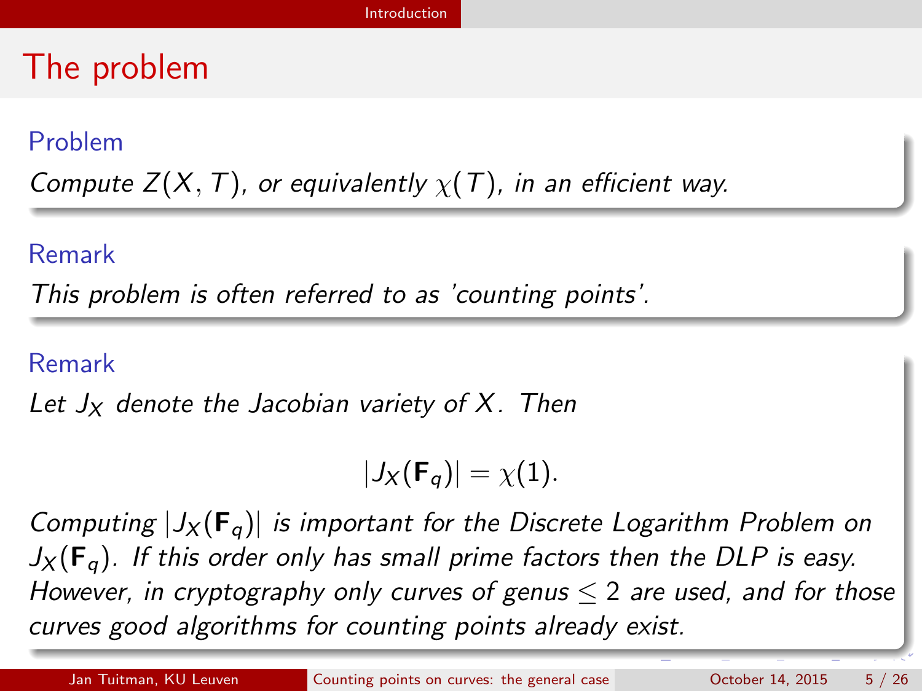# The problem

**Problem**

*Compute $Z(X, T)$, or equivalently $\chi(T)$, in an efficient way.*

**Remark**

*This problem is often referred to as 'counting points'.*

**Remark**

*Let $J_X$ denote the Jacobian variety of $X$. Then*

$$|J_X(\mathbf{F}_q)| = \chi(1).$$

*Computing $|J_X(\mathbf{F}_q)|$ is important for the Discrete Logarithm Problem on $J_X(\mathbf{F}_q)$. If this order only has small prime factors then the DLP is easy. However, in cryptography only curves of genus $\leq 2$ are used, and for those curves good algorithms for counting points already exist.*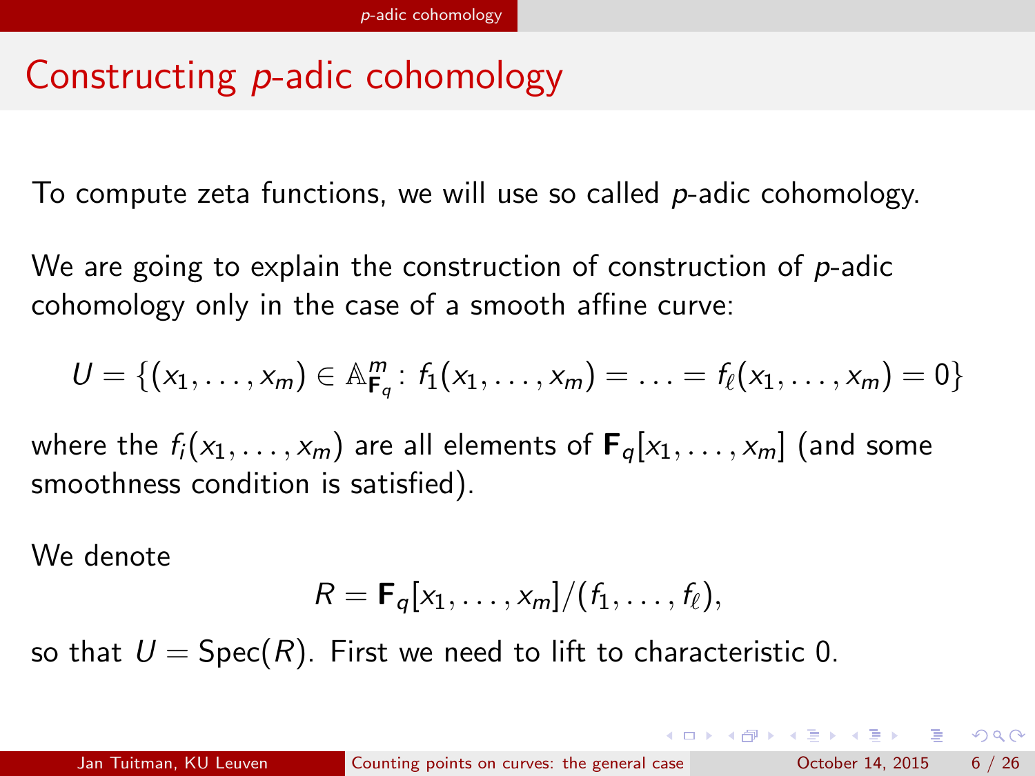# Constructing $p$-adic cohomology

To compute zeta functions, we will use so called $p$-adic cohomology.

We are going to explain the construction of construction of $p$-adic cohomology only in the case of a smooth affine curve:

$$U = \{(x_1, \ldots, x_m) \in \mathbb{A}^m_{\mathbf{F}_q} \colon f_1(x_1, \ldots, x_m) = \ldots = f_\ell(x_1, \ldots, x_m) = 0\}$$

where the $f_i(x_1, \ldots, x_m)$ are all elements of $\mathbf{F}_q[x_1, \ldots, x_m]$ (and some smoothness condition is satisfied).

We denote

$$R = \mathbf{F}_q[x_1, \ldots, x_m]/(f_1, \ldots, f_\ell),$$

so that $U = \mathrm{Spec}(R)$. First we need to lift to characteristic 0.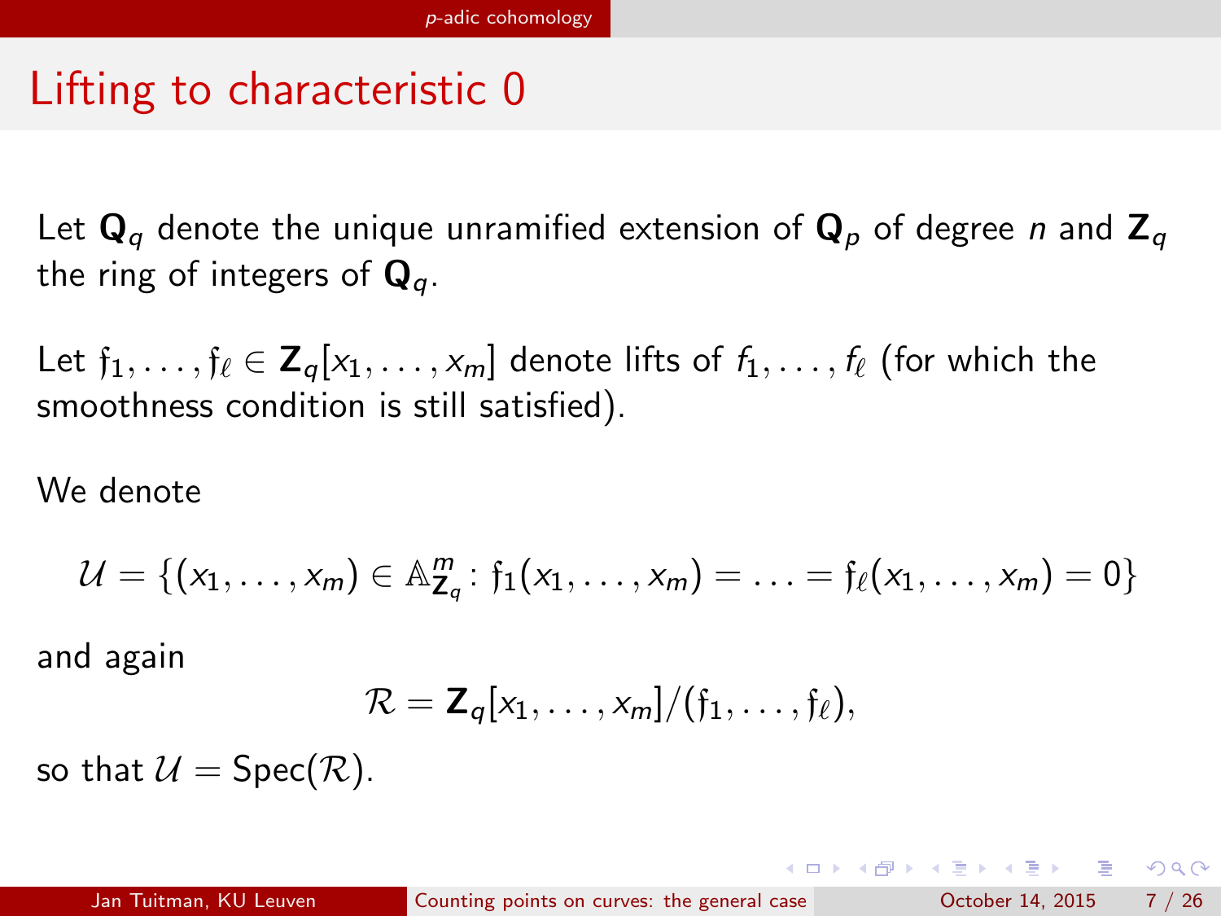# Lifting to characteristic 0

Let $\mathbf{Q}_q$ denote the unique unramified extension of $\mathbf{Q}_p$ of degree $n$ and $\mathbf{Z}_q$ the ring of integers of $\mathbf{Q}_q$.

Let $\mathfrak{f}_1, \ldots, \mathfrak{f}_\ell \in \mathbf{Z}_q[x_1, \ldots, x_m]$ denote lifts of $f_1, \ldots, f_\ell$ (for which the smoothness condition is still satisfied).

We denote

$$\mathcal{U} = \{(x_1, \ldots, x_m) \in \mathbb{A}^m_{\mathbf{Z}_q} : \mathfrak{f}_1(x_1, \ldots, x_m) = \ldots = \mathfrak{f}_\ell(x_1, \ldots, x_m) = 0\}$$

and again

$$\mathcal{R} = \mathbf{Z}_q[x_1, \ldots, x_m]/(\mathfrak{f}_1, \ldots, \mathfrak{f}_\ell),$$

so that $\mathcal{U} = \mathrm{Spec}(\mathcal{R})$.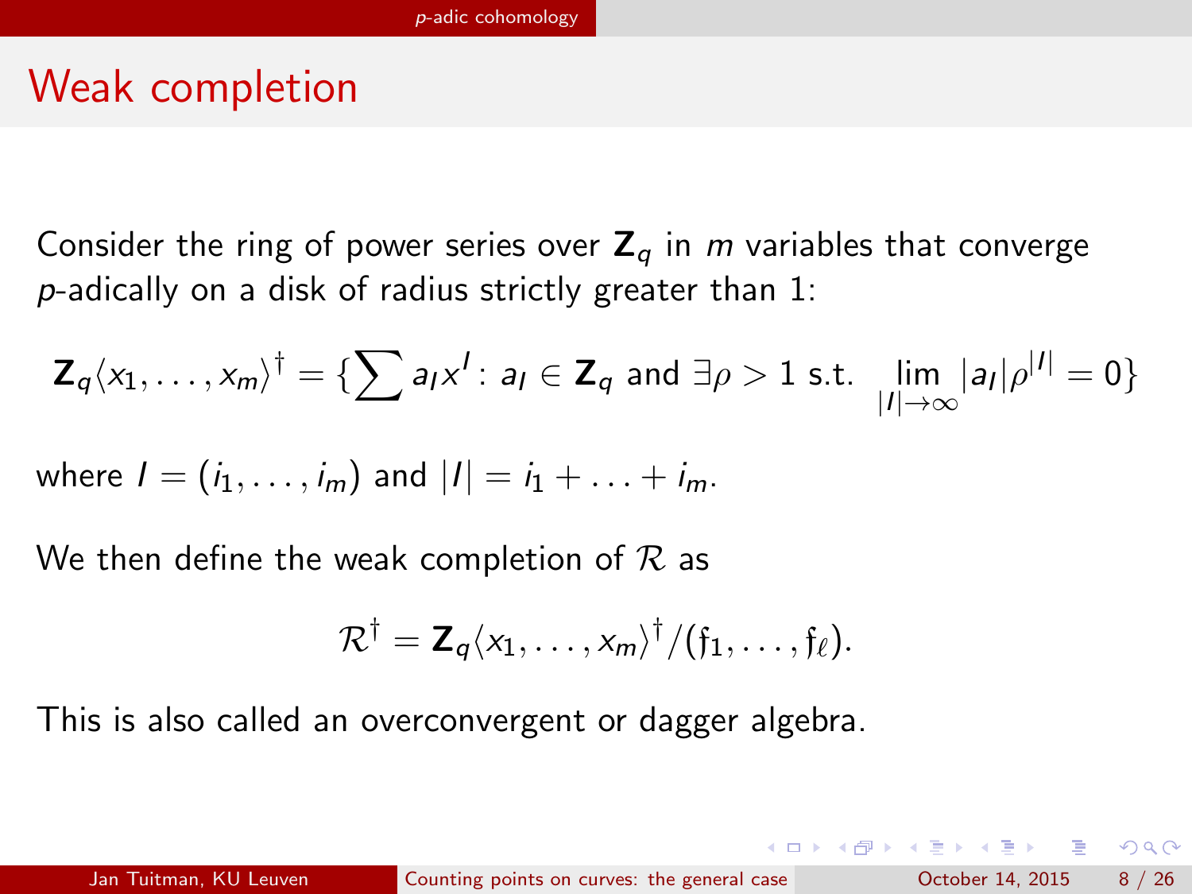# Weak completion

Consider the ring of power series over $\mathbf{Z}_q$ in $m$ variables that converge $p$-adically on a disk of radius strictly greater than 1:

$$\mathbf{Z}_q\langle x_1, \ldots, x_m \rangle^\dagger = \{\sum a_I x^I : a_I \in \mathbf{Z}_q \text{ and } \exists \rho > 1 \text{ s.t. } \lim_{|I| \to \infty} |a_I| \rho^{|I|} = 0\}$$

where $I = (i_1, \ldots, i_m)$ and $|I| = i_1 + \ldots + i_m$.

We then define the weak completion of $\mathcal{R}$ as

$$\mathcal{R}^\dagger = \mathbf{Z}_q\langle x_1, \ldots, x_m \rangle^\dagger / (\mathfrak{f}_1, \ldots, \mathfrak{f}_\ell).$$

This is also called an overconvergent or dagger algebra.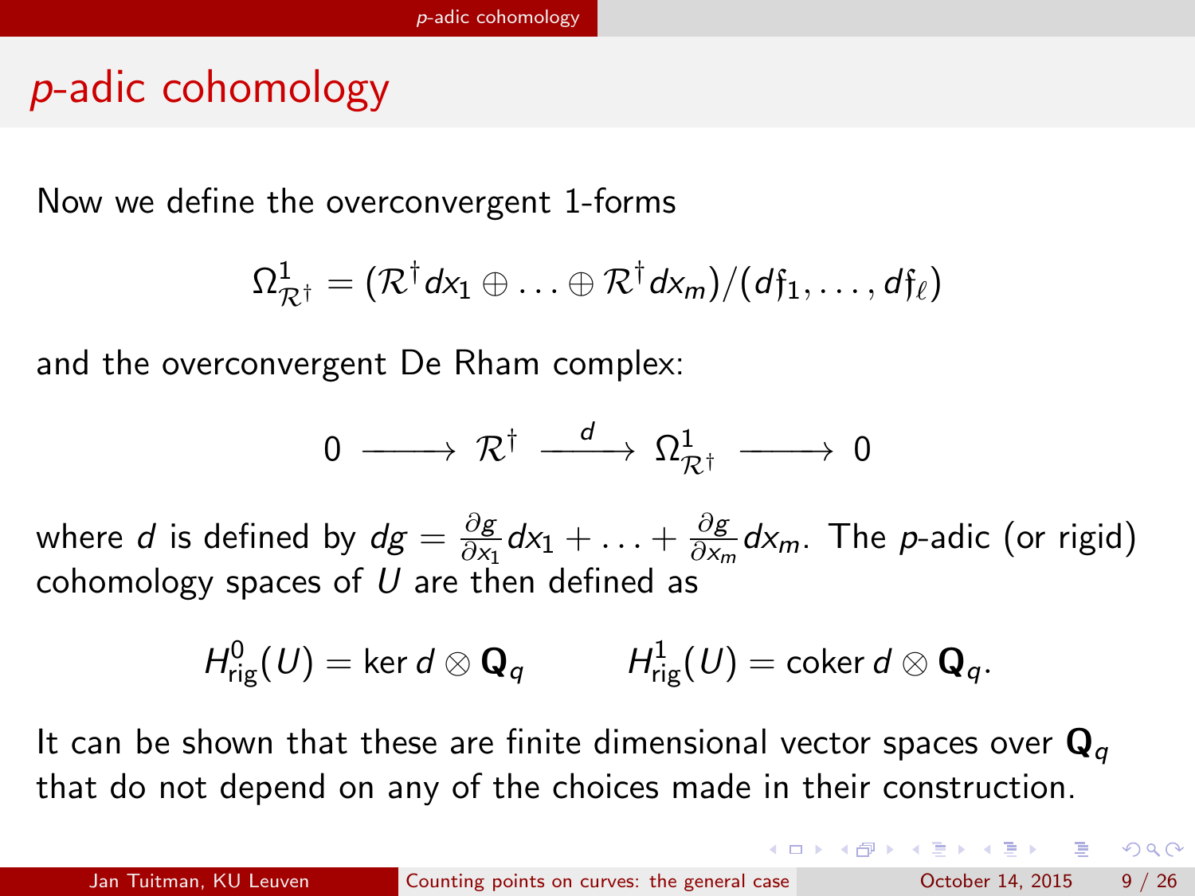# $p$-adic cohomology

Now we define the overconvergent 1-forms

$$\Omega^1_{\mathcal{R}^\dagger} = (\mathcal{R}^\dagger dx_1 \oplus \ldots \oplus \mathcal{R}^\dagger dx_m)/(d\mathfrak{f}_1, \ldots, d\mathfrak{f}_\ell)$$

and the overconvergent De Rham complex:

$$0 \longrightarrow \mathcal{R}^\dagger \xrightarrow{\ d\ } \Omega^1_{\mathcal{R}^\dagger} \longrightarrow 0$$

where $d$ is defined by $dg = \frac{\partial g}{\partial x_1} dx_1 + \ldots + \frac{\partial g}{\partial x_m} dx_m$. The $p$-adic (or rigid) cohomology spaces of $U$ are then defined as

$$H^0_{\mathrm{rig}}(U) = \ker d \otimes \mathbf{Q}_q \qquad H^1_{\mathrm{rig}}(U) = \operatorname{coker} d \otimes \mathbf{Q}_q.$$

It can be shown that these are finite dimensional vector spaces over $\mathbf{Q}_q$ that do not depend on any of the choices made in their construction.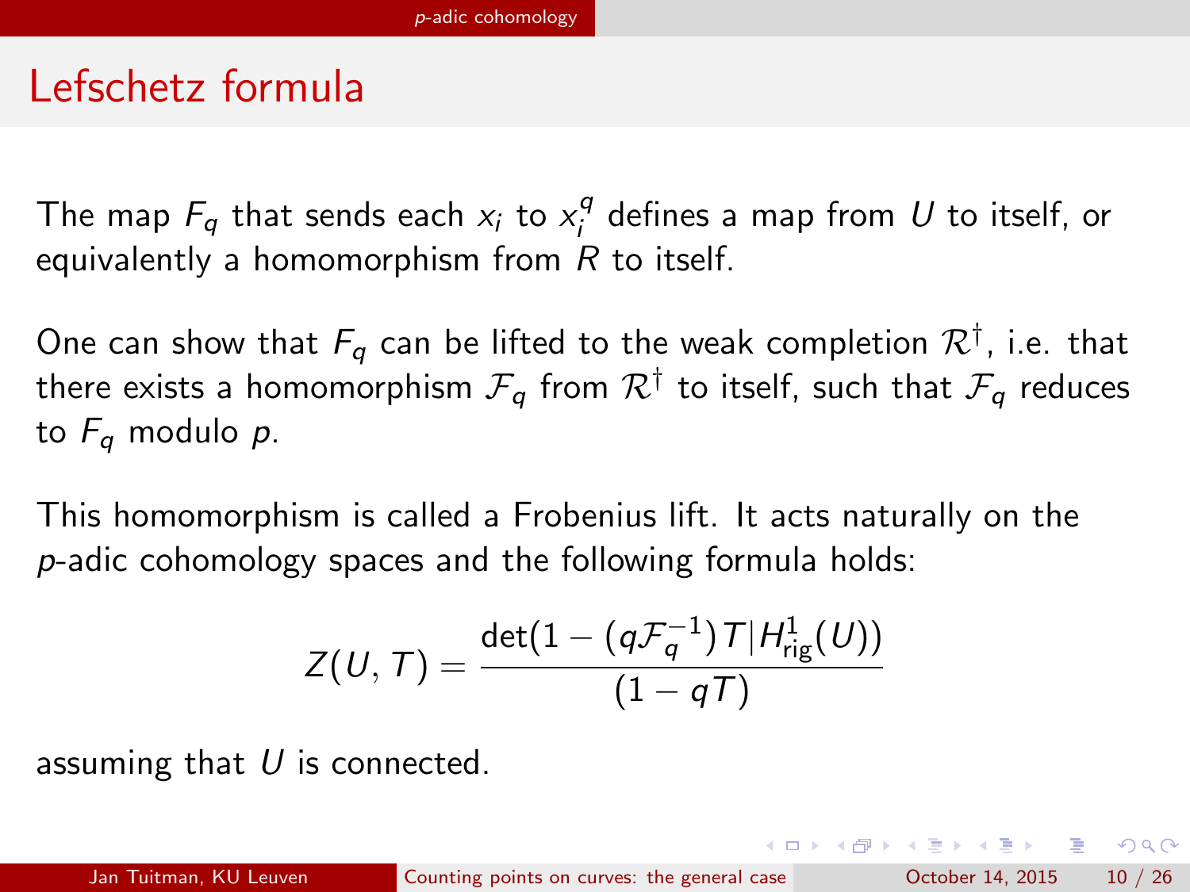# Lefschetz formula

The map $F_q$ that sends each $x_i$ to $x_i^q$ defines a map from $U$ to itself, or equivalently a homomorphism from $R$ to itself.

One can show that $F_q$ can be lifted to the weak completion $\mathcal{R}^\dagger$, i.e. that there exists a homomorphism $\mathcal{F}_q$ from $\mathcal{R}^\dagger$ to itself, such that $\mathcal{F}_q$ reduces to $F_q$ modulo $p$.

This homomorphism is called a Frobenius lift. It acts naturally on the $p$-adic cohomology spaces and the following formula holds:

$$Z(U, T) = \frac{\det(1 - (q\mathcal{F}_q^{-1})T | H^1_{\text{rig}}(U))}{(1 - qT)}$$

assuming that $U$ is connected.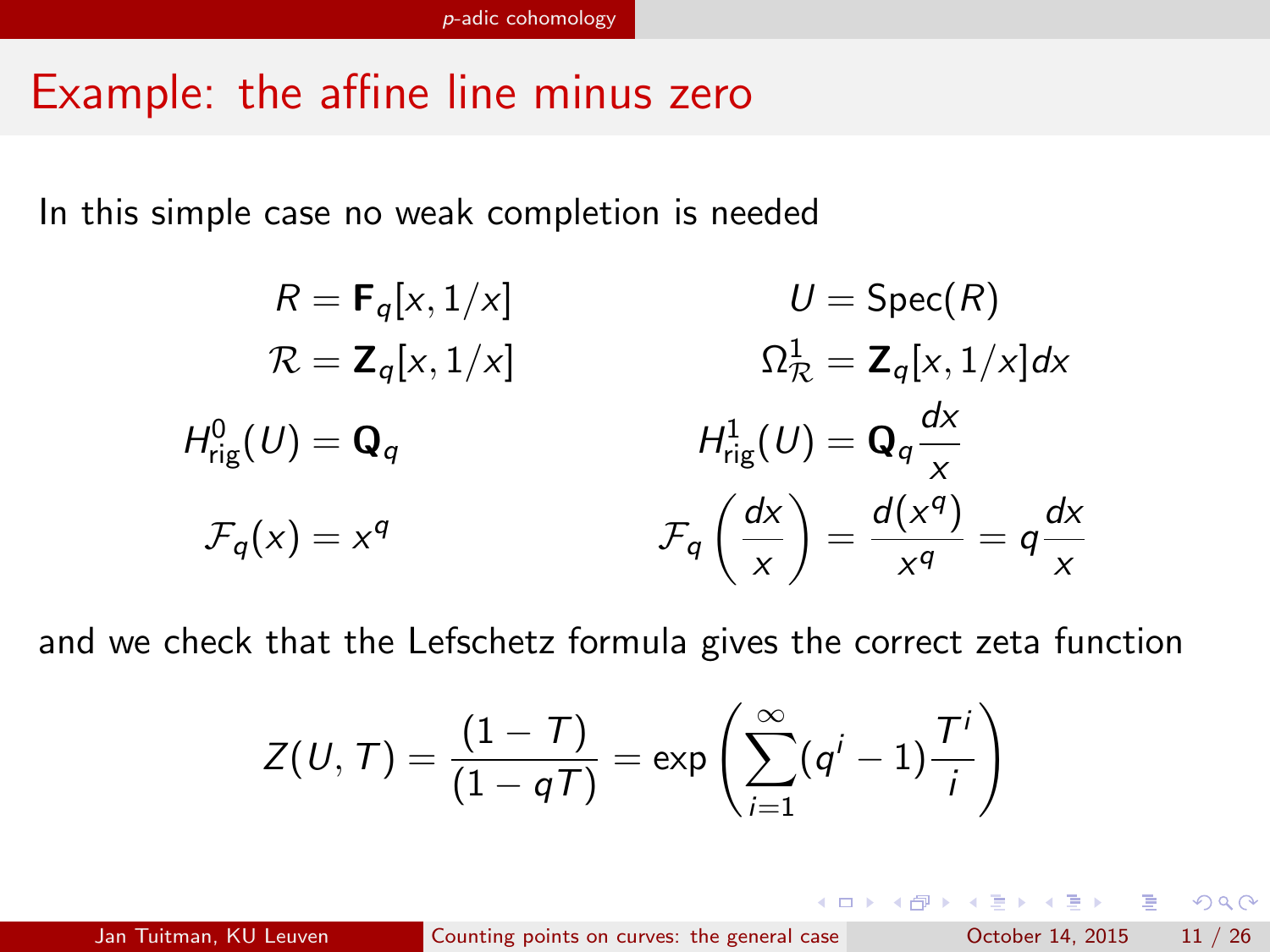# Example: the affine line minus zero

In this simple case no weak completion is needed

$$
\begin{aligned}
R &= \mathbf{F}_q[x, 1/x] & U &= \mathrm{Spec}(R) \\
\mathcal{R} &= \mathbf{Z}_q[x, 1/x] & \Omega^1_{\mathcal{R}} &= \mathbf{Z}_q[x, 1/x]dx \\
H^0_{\mathrm{rig}}(U) &= \mathbf{Q}_q & H^1_{\mathrm{rig}}(U) &= \mathbf{Q}_q \frac{dx}{x} \\
\mathcal{F}_q(x) &= x^q & \mathcal{F}_q\left(\frac{dx}{x}\right) &= \frac{d(x^q)}{x^q} = q\frac{dx}{x}
\end{aligned}
$$

and we check that the Lefschetz formula gives the correct zeta function

$$
Z(U, T) = \frac{(1-T)}{(1-qT)} = \exp\left(\sum_{i=1}^{\infty} (q^i - 1)\frac{T^i}{i}\right)
$$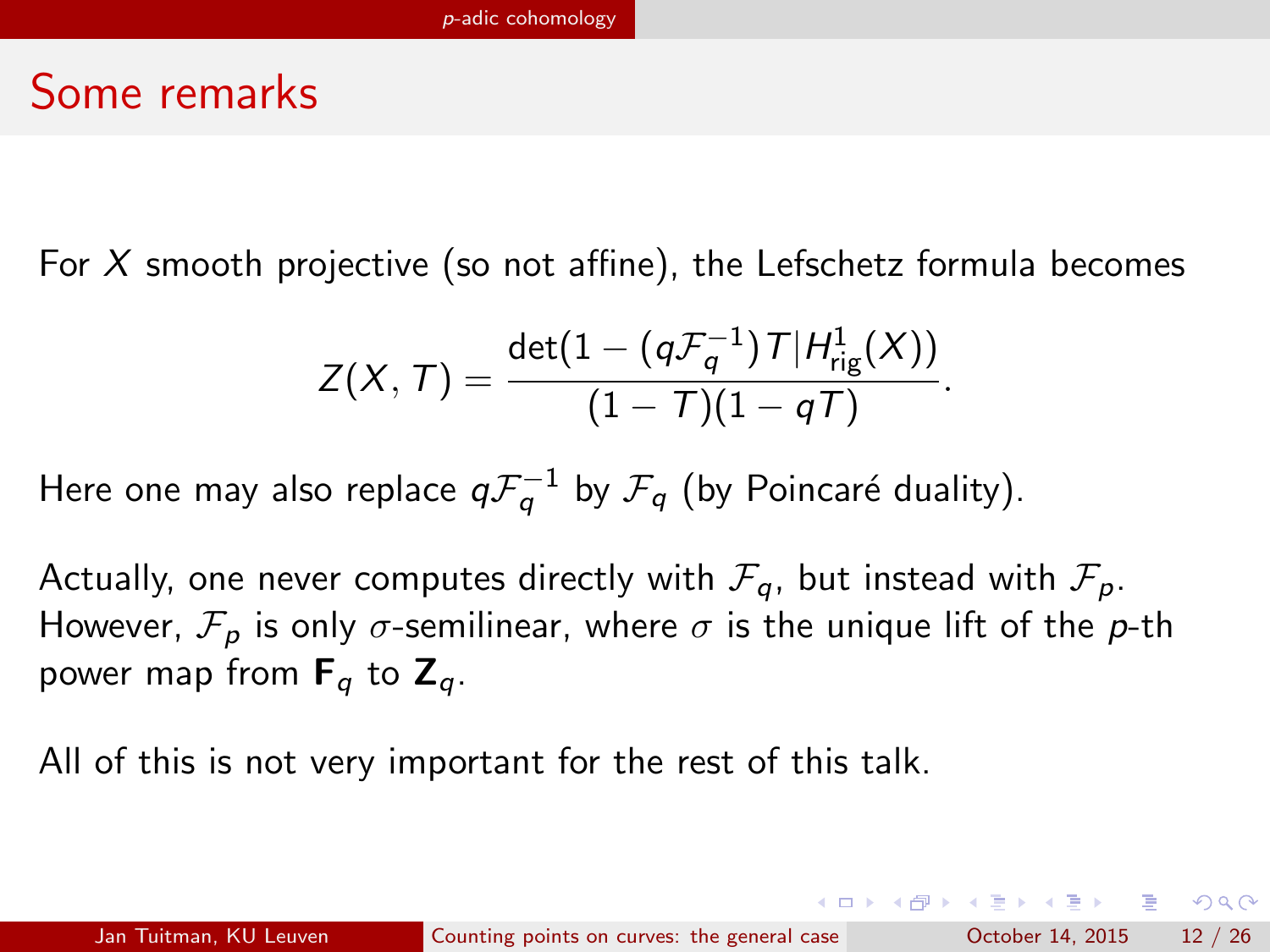# Some remarks

For $X$ smooth projective (so not affine), the Lefschetz formula becomes

$$Z(X, T) = \frac{\det(1 - (q\mathcal{F}_q^{-1})T | H^1_{\text{rig}}(X))}{(1 - T)(1 - qT)}.$$

Here one may also replace $q\mathcal{F}_q^{-1}$ by $\mathcal{F}_q$ (by Poincaré duality).

Actually, one never computes directly with $\mathcal{F}_q$, but instead with $\mathcal{F}_p$. However, $\mathcal{F}_p$ is only $\sigma$-semilinear, where $\sigma$ is the unique lift of the $p$-th power map from $\mathbf{F}_q$ to $\mathbf{Z}_q$.

All of this is not very important for the rest of this talk.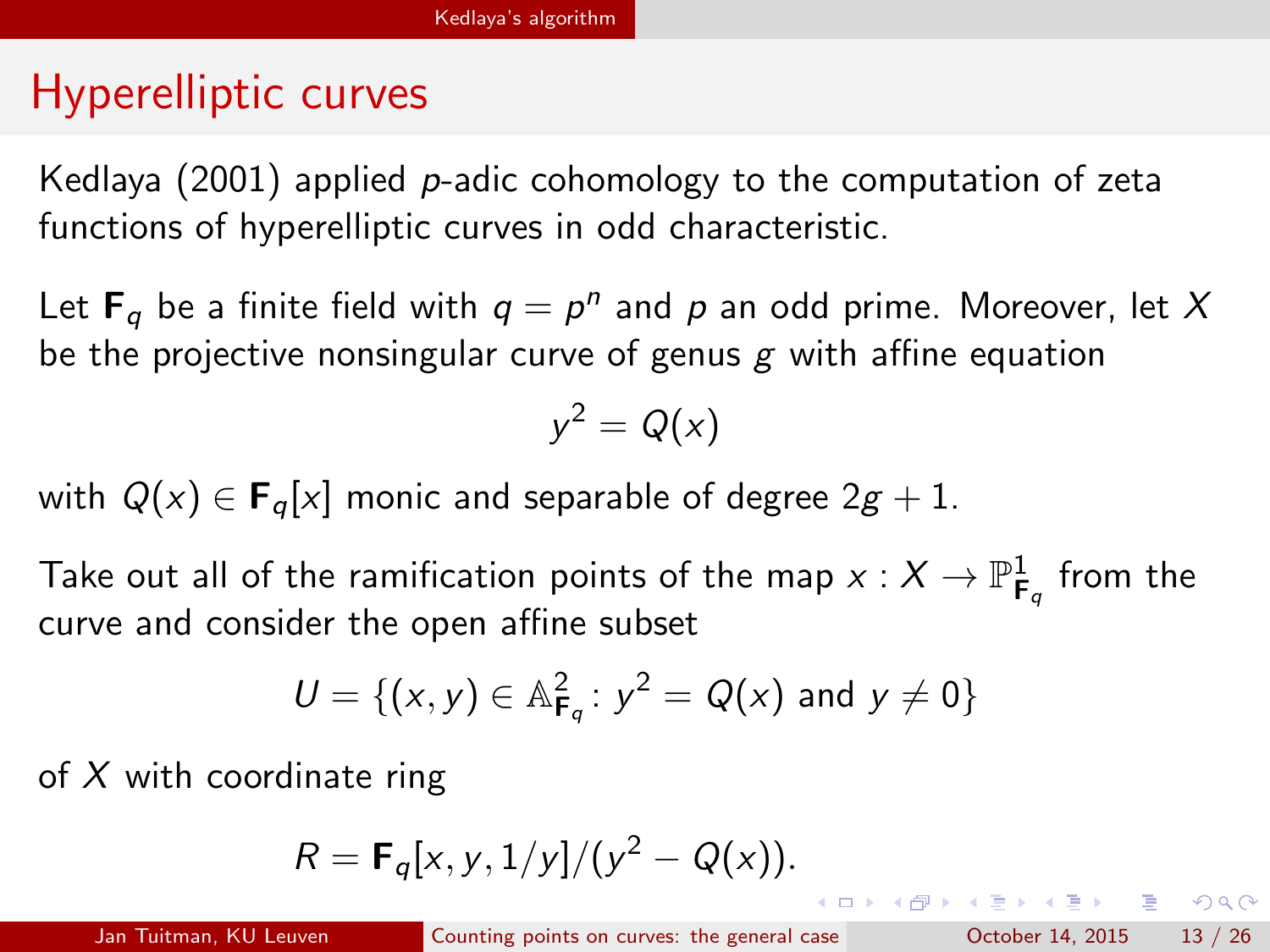# Hyperelliptic curves

Kedlaya (2001) applied $p$-adic cohomology to the computation of zeta functions of hyperelliptic curves in odd characteristic.

Let $\mathbf{F}_q$ be a finite field with $q = p^n$ and $p$ an odd prime. Moreover, let $X$ be the projective nonsingular curve of genus $g$ with affine equation

$$y^2 = Q(x)$$

with $Q(x) \in \mathbf{F}_q[x]$ monic and separable of degree $2g + 1$.

Take out all of the ramification points of the map $x : X \to \mathbb{P}^1_{\mathbf{F}_q}$ from the curve and consider the open affine subset

$$U = \{(x, y) \in \mathbb{A}^2_{\mathbf{F}_q} \colon y^2 = Q(x) \text{ and } y \neq 0\}$$

of $X$ with coordinate ring

$$R = \mathbf{F}_q[x, y, 1/y]/(y^2 - Q(x)).$$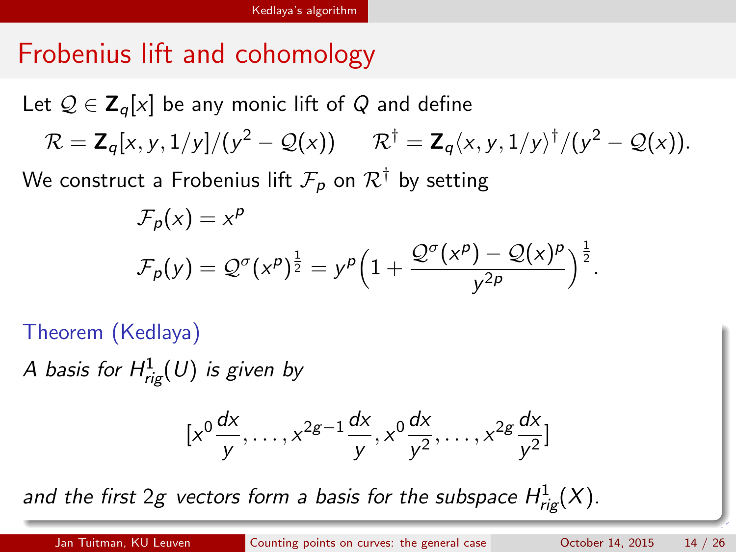# Frobenius lift and cohomology

Let $\mathcal{Q} \in \mathbf{Z}_q[x]$ be any monic lift of $Q$ and define

$$\mathcal{R} = \mathbf{Z}_q[x, y, 1/y]/(y^2 - \mathcal{Q}(x)) \qquad \mathcal{R}^\dagger = \mathbf{Z}_q\langle x, y, 1/y\rangle^\dagger/(y^2 - \mathcal{Q}(x)).$$

We construct a Frobenius lift $\mathcal{F}_p$ on $\mathcal{R}^\dagger$ by setting

$$\mathcal{F}_p(x) = x^p$$

$$\mathcal{F}_p(y) = \mathcal{Q}^\sigma(x^p)^{\frac{1}{2}} = y^p\Big(1 + \frac{\mathcal{Q}^\sigma(x^p) - \mathcal{Q}(x)^p}{y^{2p}}\Big)^{\frac{1}{2}}.$$

**Theorem (Kedlaya)**

*A basis for $H^1_{rig}(U)$ is given by*

$$[x^0\frac{dx}{y}, \ldots, x^{2g-1}\frac{dx}{y}, x^0\frac{dx}{y^2}, \ldots, x^{2g}\frac{dx}{y^2}]$$

*and the first $2g$ vectors form a basis for the subspace $H^1_{rig}(X)$.*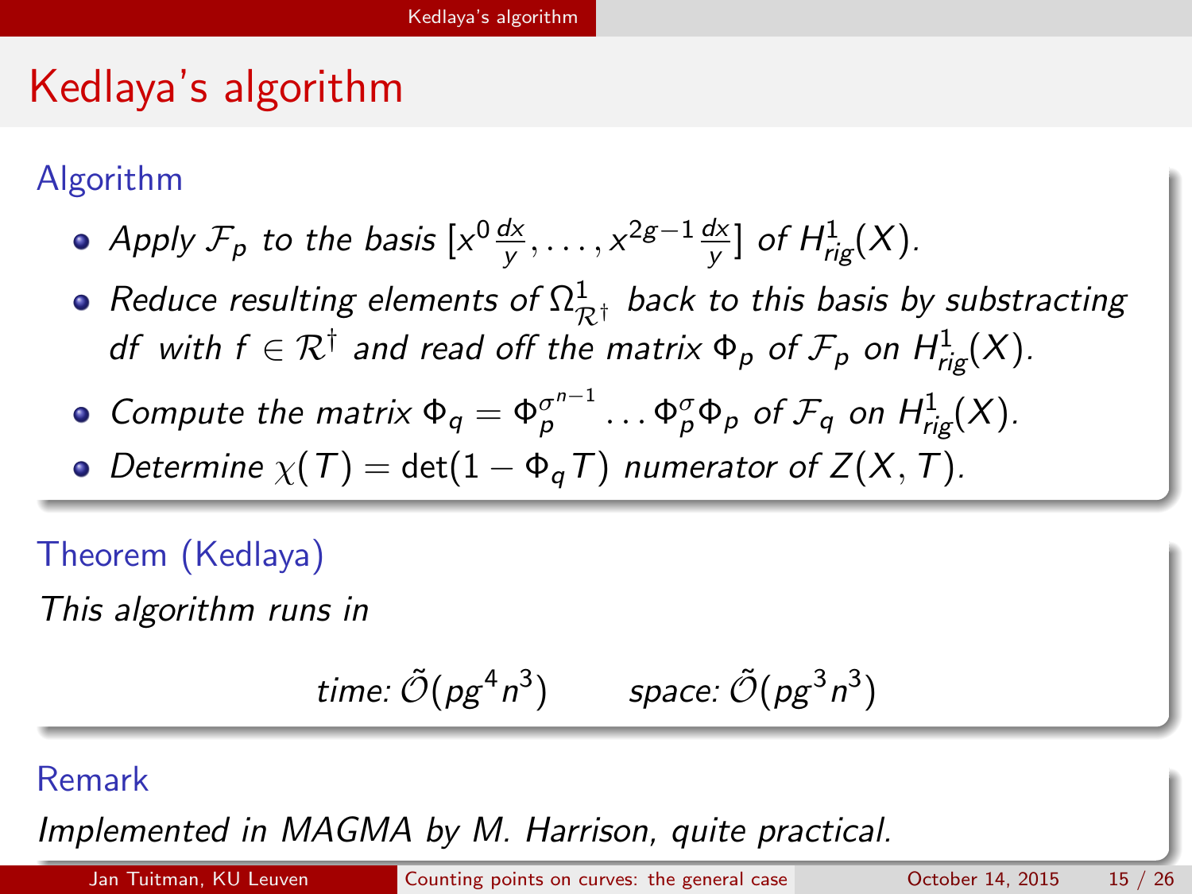# Kedlaya's algorithm

### Algorithm

- *Apply $\mathcal{F}_p$ to the basis $[x^0 \frac{dx}{y}, \ldots, x^{2g-1} \frac{dx}{y}]$ of $H^1_{rig}(X)$.*
- *Reduce resulting elements of $\Omega^1_{\mathcal{R}^\dagger}$ back to this basis by substracting $df$ with $f \in \mathcal{R}^\dagger$ and read off the matrix $\Phi_p$ of $\mathcal{F}_p$ on $H^1_{rig}(X)$.*
- *Compute the matrix $\Phi_q = \Phi_p^{\sigma^{n-1}} \ldots \Phi_p^{\sigma} \Phi_p$ of $\mathcal{F}_q$ on $H^1_{rig}(X)$.*
- *Determine $\chi(T) = \det(1 - \Phi_q T)$ numerator of $Z(X, T)$.*

### Theorem (Kedlaya)

*This algorithm runs in*

$$\text{time: } \tilde{\mathcal{O}}(pg^4 n^3) \qquad \text{space: } \tilde{\mathcal{O}}(pg^3 n^3)$$

### Remark

*Implemented in MAGMA by M. Harrison, quite practical.*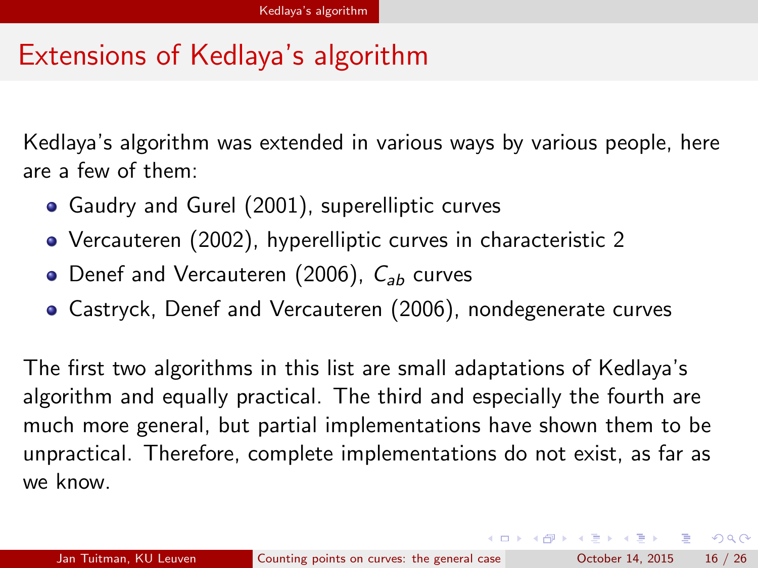# Extensions of Kedlaya's algorithm

Kedlaya's algorithm was extended in various ways by various people, here are a few of them:

- Gaudry and Gurel (2001), superelliptic curves
- Vercauteren (2002), hyperelliptic curves in characteristic 2
- Denef and Vercauteren (2006), $C_{ab}$ curves
- Castryck, Denef and Vercauteren (2006), nondegenerate curves

The first two algorithms in this list are small adaptations of Kedlaya's algorithm and equally practical. The third and especially the fourth are much more general, but partial implementations have shown them to be unpractical. Therefore, complete implementations do not exist, as far as we know.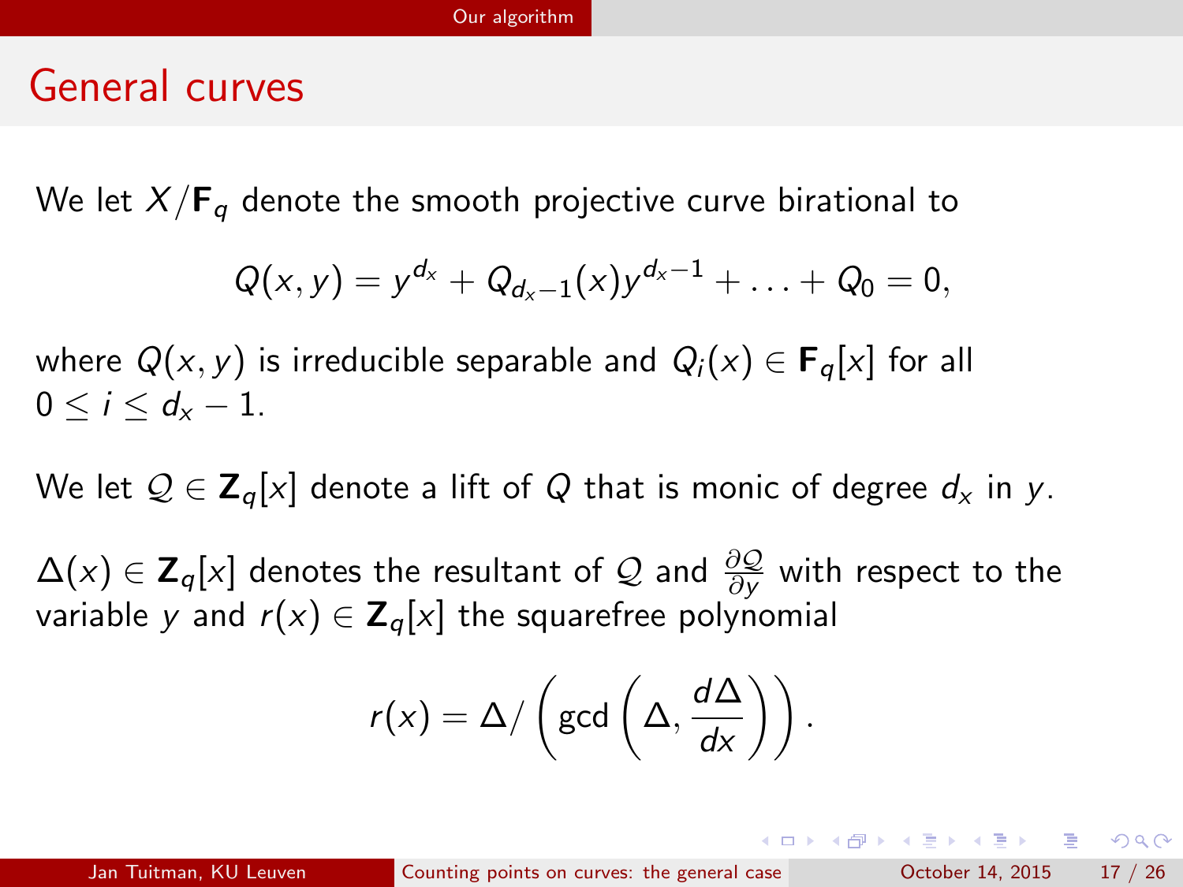# General curves

We let $X/\mathbf{F}_q$ denote the smooth projective curve birational to

$$Q(x, y) = y^{d_x} + Q_{d_x-1}(x)y^{d_x-1} + \ldots + Q_0 = 0,$$

where $Q(x, y)$ is irreducible separable and $Q_i(x) \in \mathbf{F}_q[x]$ for all $0 \leq i \leq d_x - 1$.

We let $\mathcal{Q} \in \mathbf{Z}_q[x]$ denote a lift of $Q$ that is monic of degree $d_x$ in $y$.

$\Delta(x) \in \mathbf{Z}_q[x]$ denotes the resultant of $\mathcal{Q}$ and $\frac{\partial \mathcal{Q}}{\partial y}$ with respect to the variable $y$ and $r(x) \in \mathbf{Z}_q[x]$ the squarefree polynomial

$$r(x) = \Delta / \left( \gcd \left( \Delta, \frac{d\Delta}{dx} \right) \right).$$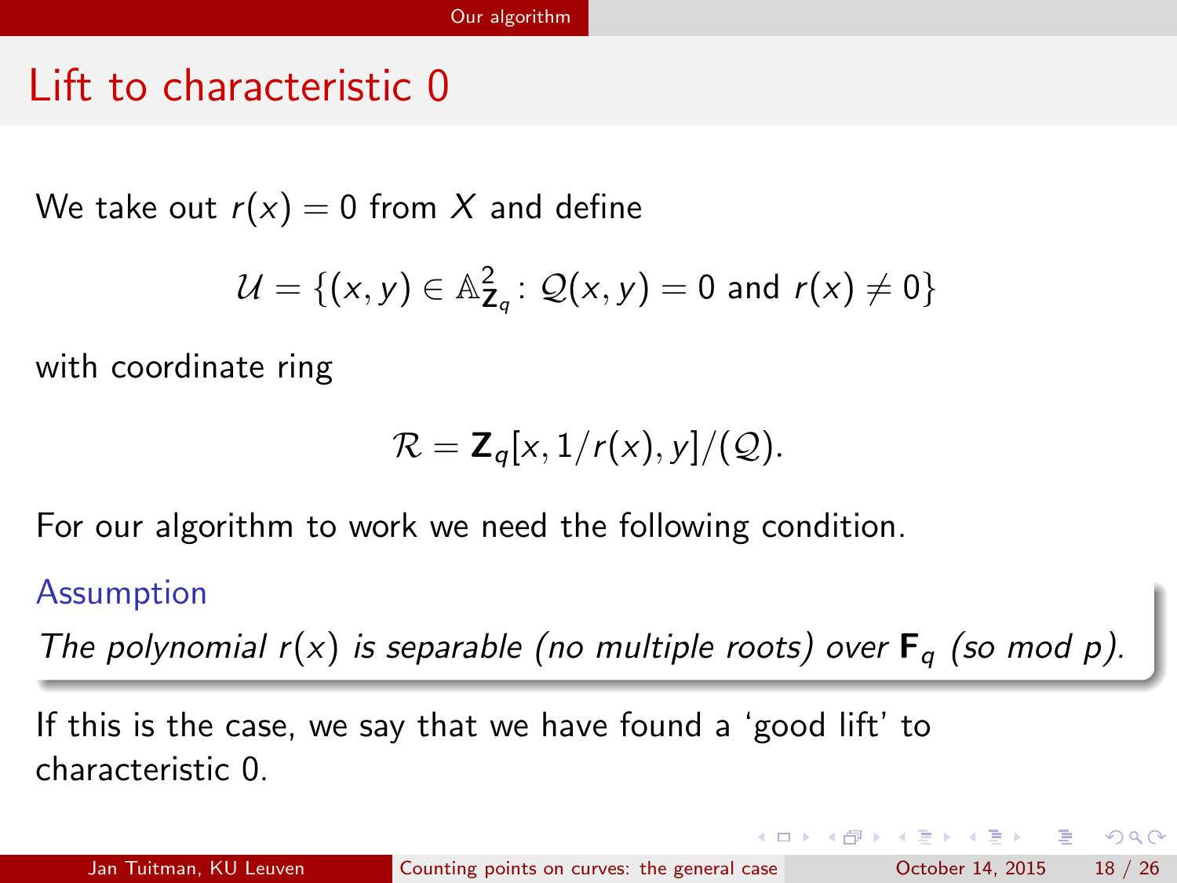# Lift to characteristic 0

We take out $r(x) = 0$ from $X$ and define

$$\mathcal{U} = \{(x, y) \in \mathbb{A}^2_{\mathbf{Z}_q} \colon \mathcal{Q}(x, y) = 0 \text{ and } r(x) \neq 0\}$$

with coordinate ring

$$\mathcal{R} = \mathbf{Z}_q[x, 1/r(x), y]/(\mathcal{Q}).$$

For our algorithm to work we need the following condition.

**Assumption**

*The polynomial $r(x)$ is separable (no multiple roots) over $\mathbf{F}_q$ (so mod $p$).*

If this is the case, we say that we have found a 'good lift' to characteristic 0.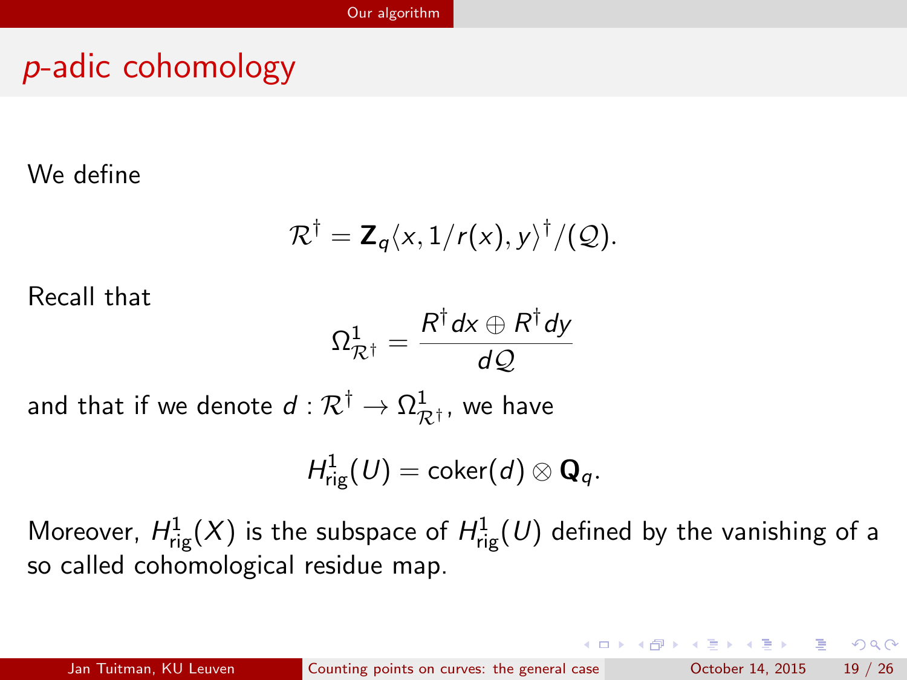## $p$-adic cohomology

We define

$$\mathcal{R}^\dagger = \mathbf{Z}_q\langle x, 1/r(x), y\rangle^\dagger/(\mathcal{Q}).$$

Recall that

$$\Omega^1_{\mathcal{R}^\dagger} = \frac{R^\dagger dx \oplus R^\dagger dy}{d\mathcal{Q}}$$

and that if we denote $d : \mathcal{R}^\dagger \to \Omega^1_{\mathcal{R}^\dagger}$, we have

$$H^1_{\mathrm{rig}}(U) = \mathrm{coker}(d) \otimes \mathbf{Q}_q.$$

Moreover, $H^1_{\mathrm{rig}}(X)$ is the subspace of $H^1_{\mathrm{rig}}(U)$ defined by the vanishing of a so called cohomological residue map.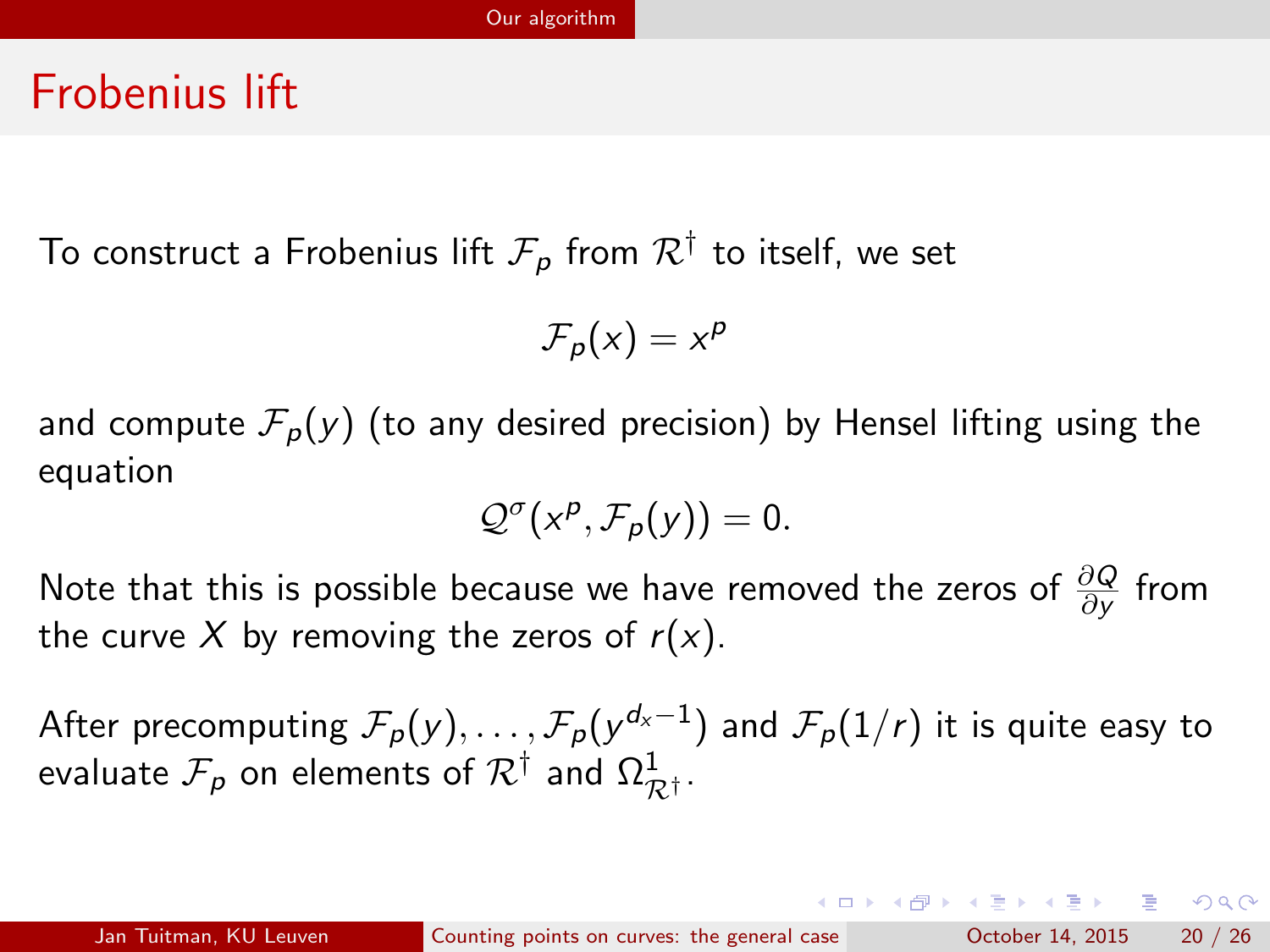# Frobenius lift

To construct a Frobenius lift $\mathcal{F}_p$ from $\mathcal{R}^\dagger$ to itself, we set

$$\mathcal{F}_p(x) = x^p$$

and compute $\mathcal{F}_p(y)$ (to any desired precision) by Hensel lifting using the equation

$$\mathcal{Q}^\sigma(x^p, \mathcal{F}_p(y)) = 0.$$

Note that this is possible because we have removed the zeros of $\frac{\partial Q}{\partial y}$ from the curve $X$ by removing the zeros of $r(x)$.

After precomputing $\mathcal{F}_p(y), \ldots, \mathcal{F}_p(y^{d_x-1})$ and $\mathcal{F}_p(1/r)$ it is quite easy to evaluate $\mathcal{F}_p$ on elements of $\mathcal{R}^\dagger$ and $\Omega^1_{\mathcal{R}^\dagger}$.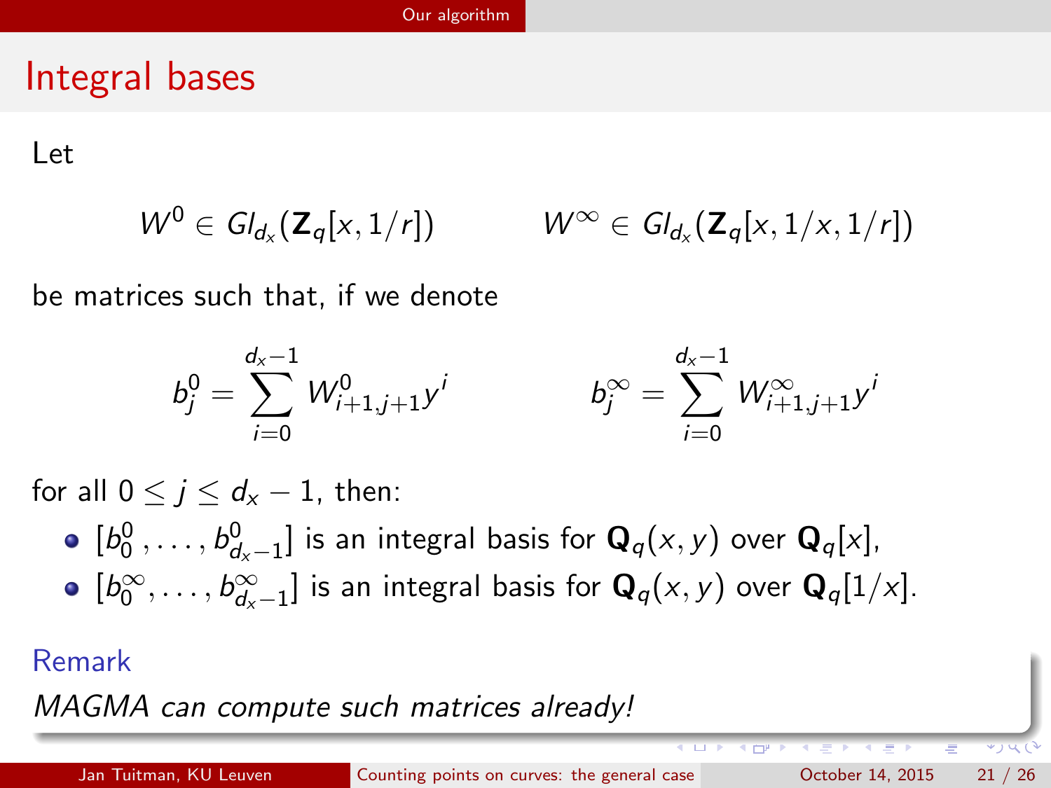# Integral bases

Let

$$W^0 \in Gl_{d_x}(\mathbf{Z}_q[x, 1/r]) \qquad W^\infty \in Gl_{d_x}(\mathbf{Z}_q[x, 1/x, 1/r])$$

be matrices such that, if we denote

$$b_j^0 = \sum_{i=0}^{d_x - 1} W^0_{i+1,j+1} y^i \qquad b_j^\infty = \sum_{i=0}^{d_x - 1} W^\infty_{i+1,j+1} y^i$$

for all $0 \leq j \leq d_x - 1$, then:

- $[b_0^0, \ldots, b_{d_x-1}^0]$ is an integral basis for $\mathbf{Q}_q(x, y)$ over $\mathbf{Q}_q[x]$,
- $[b_0^\infty, \ldots, b_{d_x-1}^\infty]$ is an integral basis for $\mathbf{Q}_q(x, y)$ over $\mathbf{Q}_q[1/x]$.

**Remark**

*MAGMA can compute such matrices already!*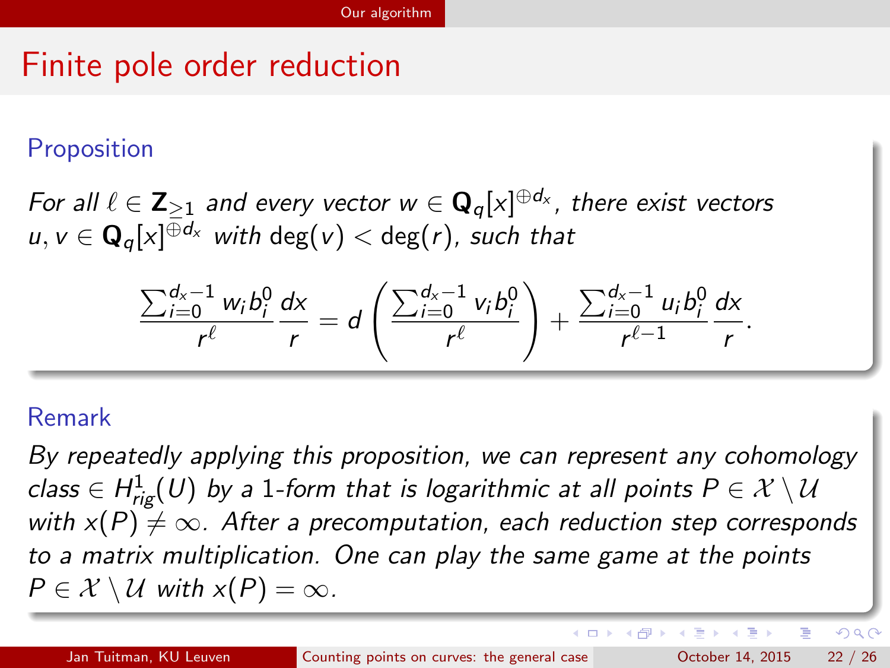# Finite pole order reduction

### Proposition

*For all $\ell \in \mathbf{Z}_{\geq 1}$ and every vector $w \in \mathbf{Q}_q[x]^{\oplus d_x}$, there exist vectors $u, v \in \mathbf{Q}_q[x]^{\oplus d_x}$ with $\deg(v) < \deg(r)$, such that*

$$\frac{\sum_{i=0}^{d_x-1} w_i b_i^0}{r^\ell} \frac{dx}{r} = d\left(\frac{\sum_{i=0}^{d_x-1} v_i b_i^0}{r^\ell}\right) + \frac{\sum_{i=0}^{d_x-1} u_i b_i^0}{r^{\ell-1}} \frac{dx}{r}.$$

### Remark

*By repeatedly applying this proposition, we can represent any cohomology class $\in H^1_{rig}(U)$ by a 1-form that is logarithmic at all points $P \in \mathcal{X} \setminus \mathcal{U}$ with $x(P) \neq \infty$. After a precomputation, each reduction step corresponds to a matrix multiplication. One can play the same game at the points $P \in \mathcal{X} \setminus \mathcal{U}$ with $x(P) = \infty$.*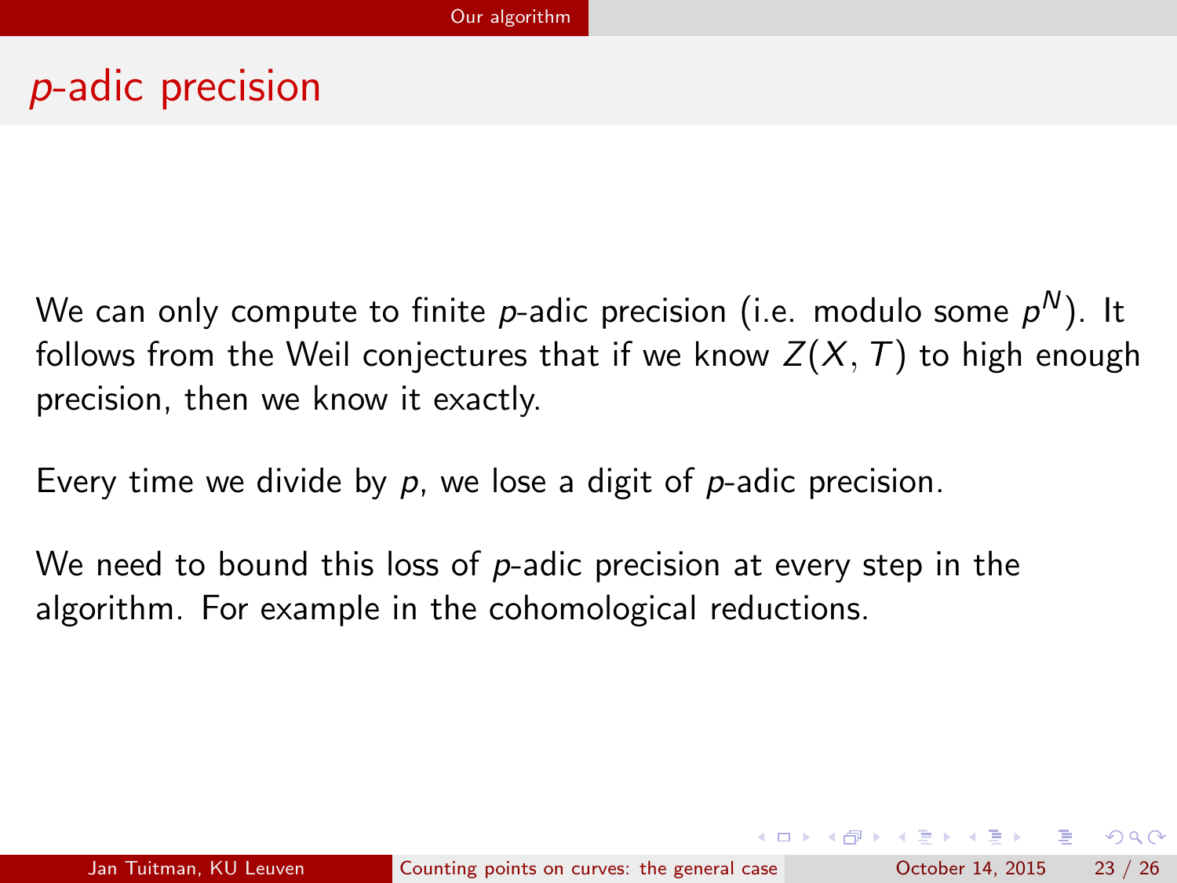# $p$-adic precision

We can only compute to finite $p$-adic precision (i.e. modulo some $p^N$). It follows from the Weil conjectures that if we know $Z(X, T)$ to high enough precision, then we know it exactly.

Every time we divide by $p$, we lose a digit of $p$-adic precision.

We need to bound this loss of $p$-adic precision at every step in the algorithm. For example in the cohomological reductions.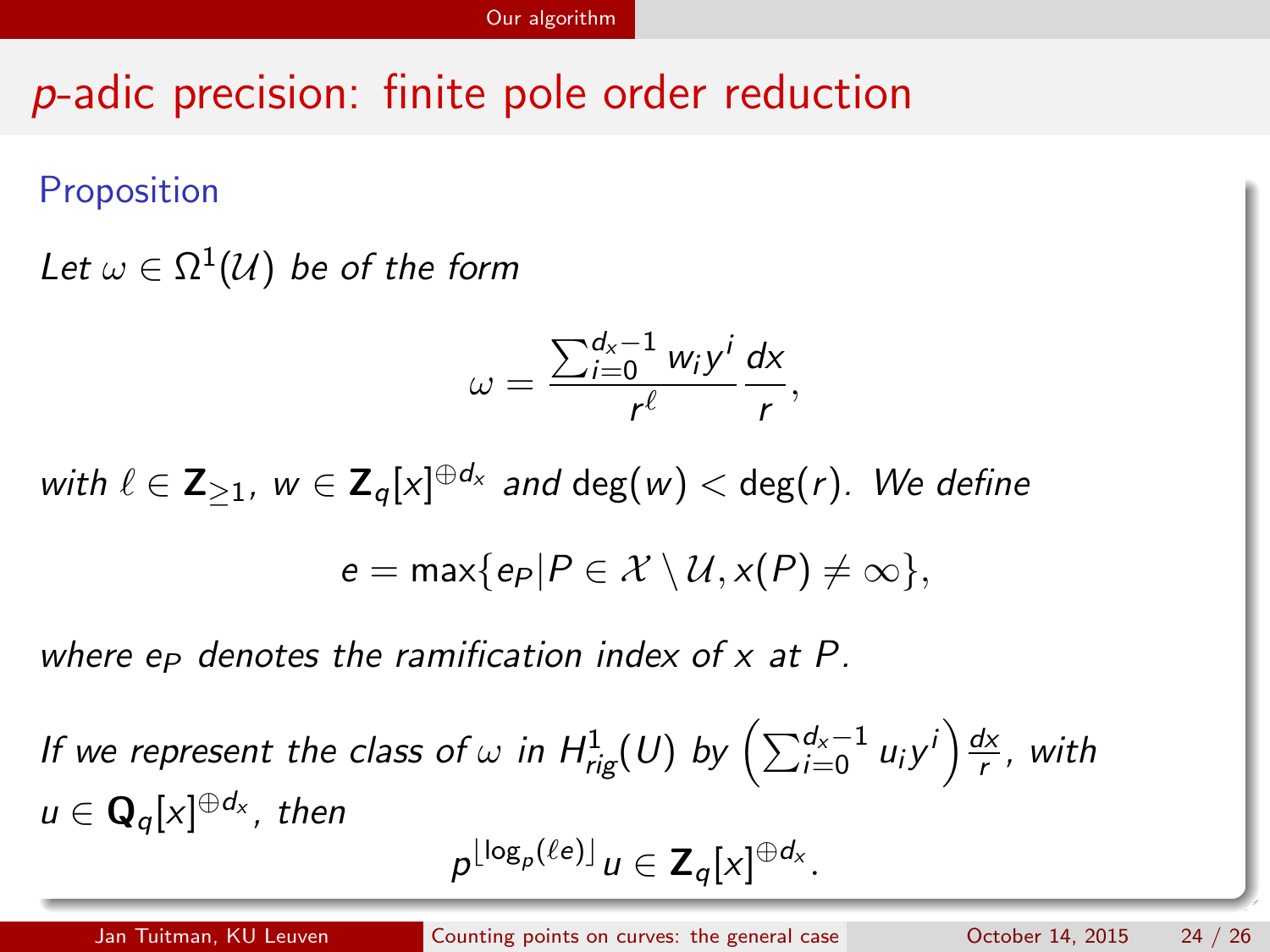# $p$-adic precision: finite pole order reduction

**Proposition**

*Let $\omega \in \Omega^1(\mathcal{U})$ be of the form*

$$\omega = \frac{\sum_{i=0}^{d_x-1} w_i y^i}{r^\ell} \frac{dx}{r},$$

*with $\ell \in \mathbf{Z}_{\geq 1}$, $w \in \mathbf{Z}_q[x]^{\oplus d_x}$ and $\deg(w) < \deg(r)$. We define*

$$e = \max\{e_P | P \in \mathcal{X} \setminus \mathcal{U}, x(P) \neq \infty\},$$

*where $e_P$ denotes the ramification index of $x$ at $P$.*

*If we represent the class of $\omega$ in $H^1_{rig}(U)$ by $\left(\sum_{i=0}^{d_x-1} u_i y^i\right) \frac{dx}{r}$, with $u \in \mathbf{Q}_q[x]^{\oplus d_x}$, then*

$$p^{\lfloor \log_p(\ell e) \rfloor} u \in \mathbf{Z}_q[x]^{\oplus d_x}.$$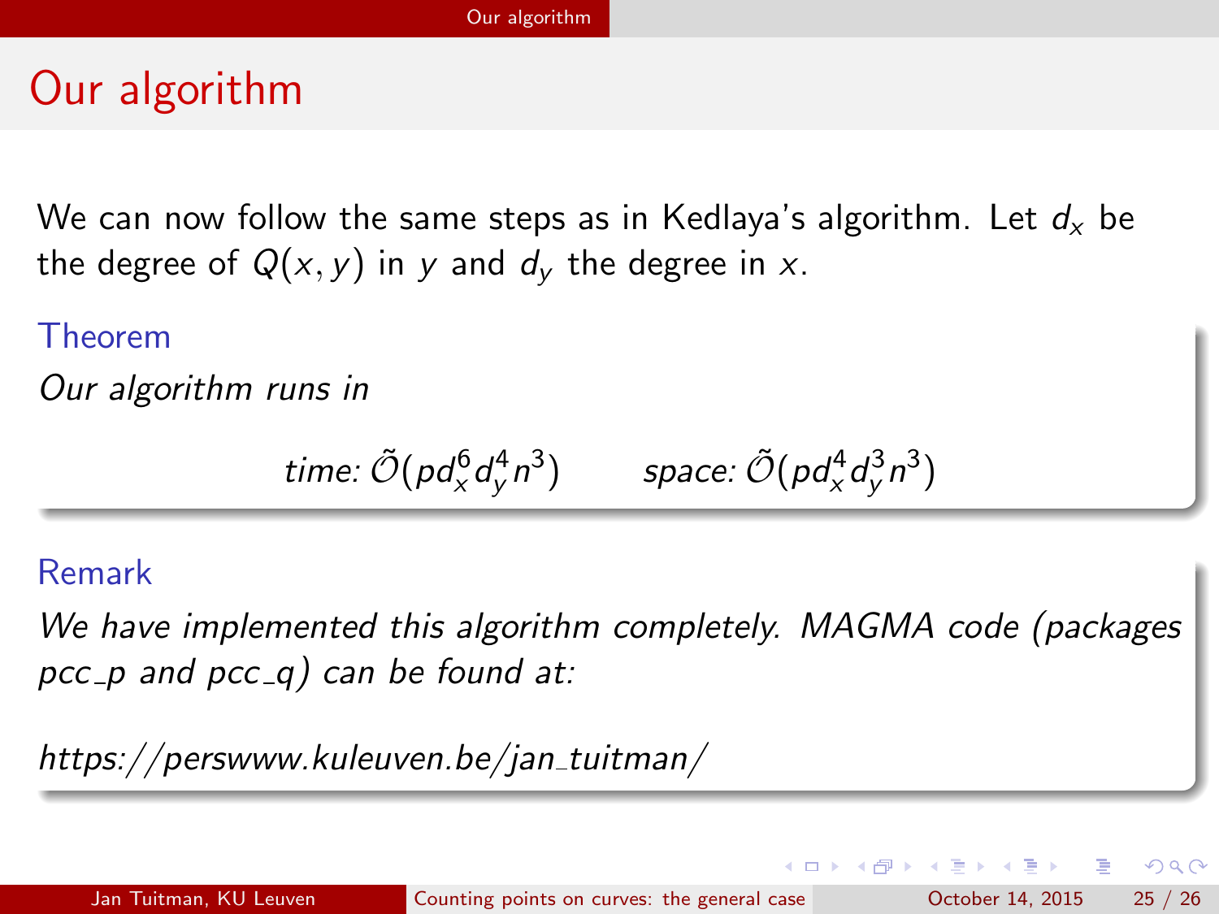# Our algorithm

We can now follow the same steps as in Kedlaya's algorithm. Let $d_x$ be the degree of $Q(x, y)$ in $y$ and $d_y$ the degree in $x$.

**Theorem**

*Our algorithm runs in*

$$\text{time: } \tilde{\mathcal{O}}(p d_x^6 d_y^4 n^3) \qquad \text{space: } \tilde{\mathcal{O}}(p d_x^4 d_y^3 n^3)$$

**Remark**

*We have implemented this algorithm completely. MAGMA code (packages pcc_p and pcc_q) can be found at:*

*https://perswww.kuleuven.be/jan_tuitman/*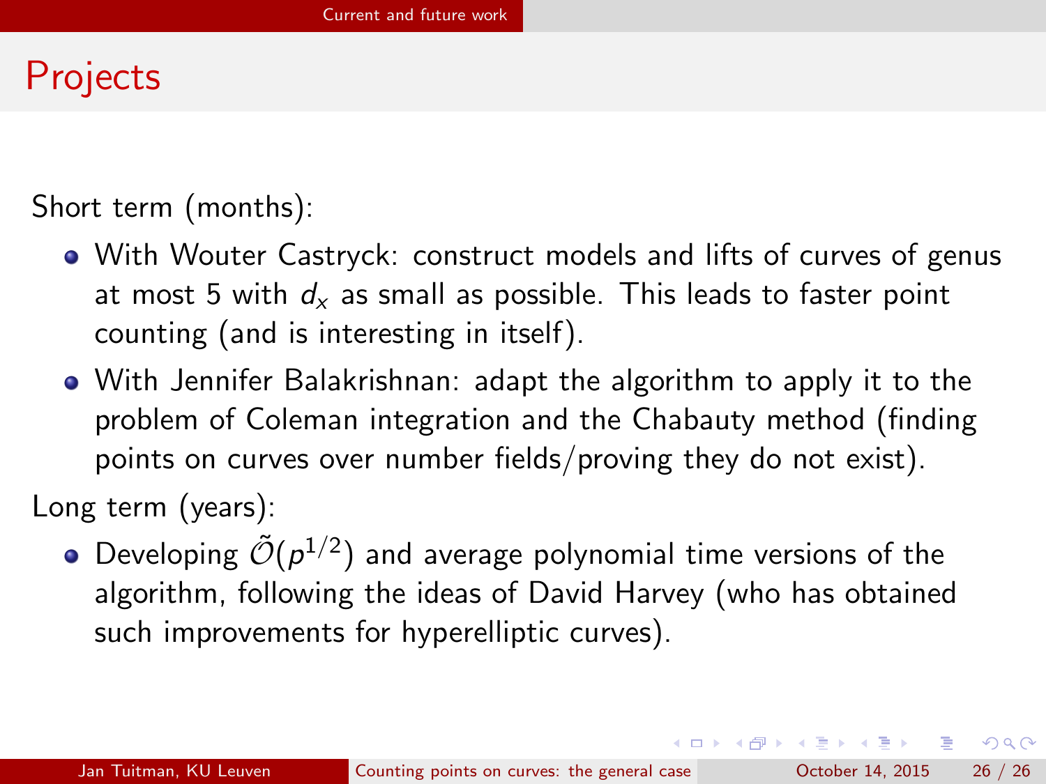# Projects

Short term (months):

- With Wouter Castryck: construct models and lifts of curves of genus at most 5 with $d_x$ as small as possible. This leads to faster point counting (and is interesting in itself).
- With Jennifer Balakrishnan: adapt the algorithm to apply it to the problem of Coleman integration and the Chabauty method (finding points on curves over number fields/proving they do not exist).

Long term (years):

- Developing $\tilde{\mathcal{O}}(p^{1/2})$ and average polynomial time versions of the algorithm, following the ideas of David Harvey (who has obtained such improvements for hyperelliptic curves).